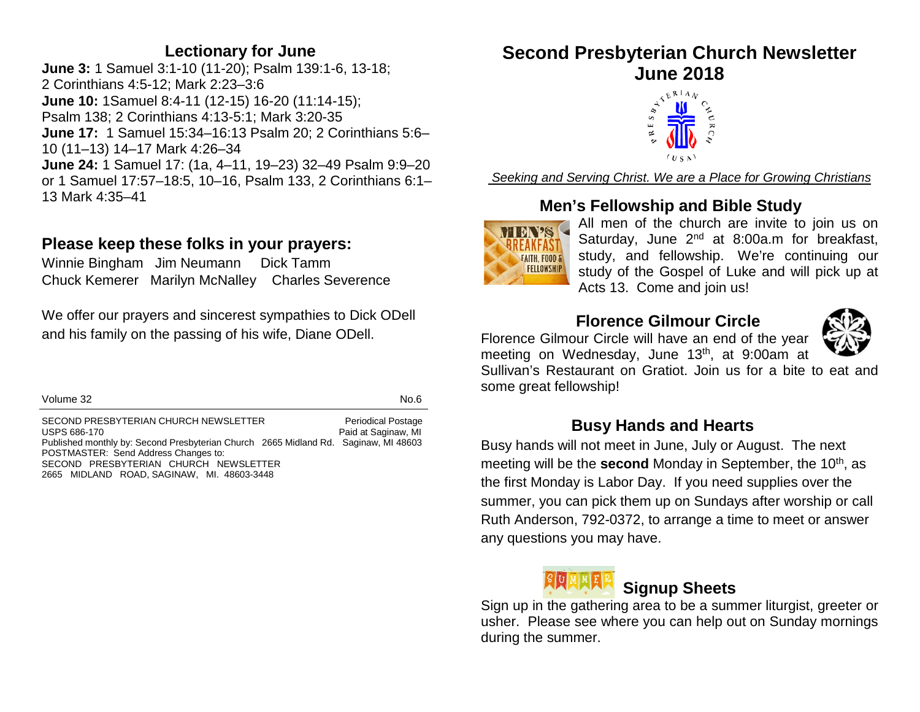# Second Presbyterian Church Newsletter
# June 2018

*Seeking and Serving Christ. We are a Place for Growing Christians*

## Lectionary for June

**June 3:** 1 Samuel 3:1-10 (11-20); Psalm 139:1-6, 13-18; 2 Corinthians 4:5-12; Mark 2:23–3:6
**June 10:** 1Samuel 8:4-11 (12-15) 16-20 (11:14-15); Psalm 138; 2 Corinthians 4:13-5:1; Mark 3:20-35
**June 17:** 1 Samuel 15:34–16:13 Psalm 20; 2 Corinthians 5:6–10 (11–13) 14–17 Mark 4:26–34
**June 24:** 1 Samuel 17: (1a, 4–11, 19–23) 32–49 Psalm 9:9–20 or 1 Samuel 17:57–18:5, 10–16, Psalm 133, 2 Corinthians 6:1–13 Mark 4:35–41

## Please keep these folks in your prayers:

Winnie Bingham   Jim Neumann   Dick Tamm
Chuck Kemerer   Marilyn McNalley   Charles Severence

We offer our prayers and sincerest sympathies to Dick ODell and his family on the passing of his wife, Diane ODell.

Volume 32 No.6

SECOND PRESBYTERIAN CHURCH NEWSLETTER Periodical Postage
USPS 686-170 Paid at Saginaw, MI
Published monthly by: Second Presbyterian Church 2665 Midland Rd. Saginaw, MI 48603
POSTMASTER: Send Address Changes to:
SECOND PRESBYTERIAN CHURCH NEWSLETTER
2665 MIDLAND ROAD, SAGINAW, MI. 48603-3448

## Men's Fellowship and Bible Study

All men of the church are invite to join us on Saturday, June 2nd at 8:00a.m for breakfast, study, and fellowship. We're continuing our study of the Gospel of Luke and will pick up at Acts 13. Come and join us!

## Florence Gilmour Circle

Florence Gilmour Circle will have an end of the year meeting on Wednesday, June 13th, at 9:00am at Sullivan's Restaurant on Gratiot. Join us for a bite to eat and some great fellowship!

## Busy Hands and Hearts

Busy hands will not meet in June, July or August. The next meeting will be the **second** Monday in September, the 10th, as the first Monday is Labor Day. If you need supplies over the summer, you can pick them up on Sundays after worship or call Ruth Anderson, 792-0372, to arrange a time to meet or answer any questions you may have.

## Signup Sheets

Sign up in the gathering area to be a summer liturgist, greeter or usher. Please see where you can help out on Sunday mornings during the summer.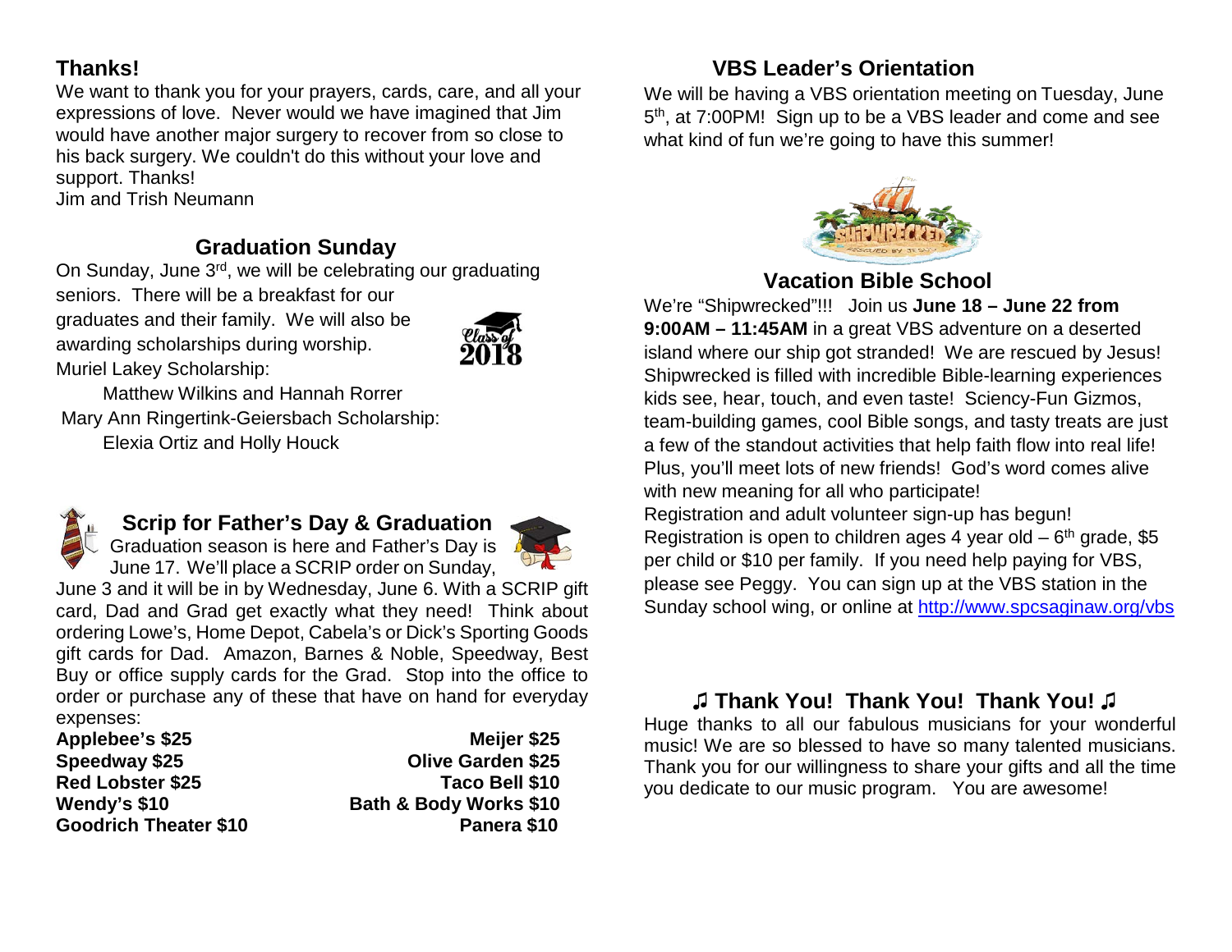## Thanks!

We want to thank you for your prayers, cards, care, and all your expressions of love. Never would we have imagined that Jim would have another major surgery to recover from so close to his back surgery. We couldn't do this without your love and support. Thanks!
Jim and Trish Neumann

## Graduation Sunday

On Sunday, June 3rd, we will be celebrating our graduating seniors. There will be a breakfast for our graduates and their family. We will also be awarding scholarships during worship.

Muriel Lakey Scholarship:
Matthew Wilkins and Hannah Rorrer

Mary Ann Ringertink-Geiersbach Scholarship:
Elexia Ortiz and Holly Houck

## Scrip for Father's Day & Graduation

Graduation season is here and Father's Day is June 17. We'll place a SCRIP order on Sunday, June 3 and it will be in by Wednesday, June 6. With a SCRIP gift card, Dad and Grad get exactly what they need! Think about ordering Lowe's, Home Depot, Cabela's or Dick's Sporting Goods gift cards for Dad. Amazon, Barnes & Noble, Speedway, Best Buy or office supply cards for the Grad. Stop into the office to order or purchase any of these that have on hand for everyday expenses:

| | |
|---|---|
| **Applebee's $25** | **Meijer $25** |
| **Speedway $25** | **Olive Garden $25** |
| **Red Lobster $25** | **Taco Bell $10** |
| **Wendy's $10** | **Bath & Body Works $10** |
| **Goodrich Theater $10** | **Panera $10** |

## VBS Leader's Orientation

We will be having a VBS orientation meeting on Tuesday, June 5th, at 7:00PM! Sign up to be a VBS leader and come and see what kind of fun we're going to have this summer!

## Vacation Bible School

We're "Shipwrecked"!!! Join us **June 18 – June 22 from 9:00AM – 11:45AM** in a great VBS adventure on a deserted island where our ship got stranded! We are rescued by Jesus! Shipwrecked is filled with incredible Bible-learning experiences kids see, hear, touch, and even taste! Sciency-Fun Gizmos, team-building games, cool Bible songs, and tasty treats are just a few of the standout activities that help faith flow into real life! Plus, you'll meet lots of new friends! God's word comes alive with new meaning for all who participate!

Registration and adult volunteer sign-up has begun! Registration is open to children ages 4 year old – 6th grade, $5 per child or $10 per family. If you need help paying for VBS, please see Peggy. You can sign up at the VBS station in the Sunday school wing, or online at http://www.spcsaginaw.org/vbs

## ♫ Thank You! Thank You! Thank You! ♫

Huge thanks to all our fabulous musicians for your wonderful music! We are so blessed to have so many talented musicians. Thank you for our willingness to share your gifts and all the time you dedicate to our music program. You are awesome!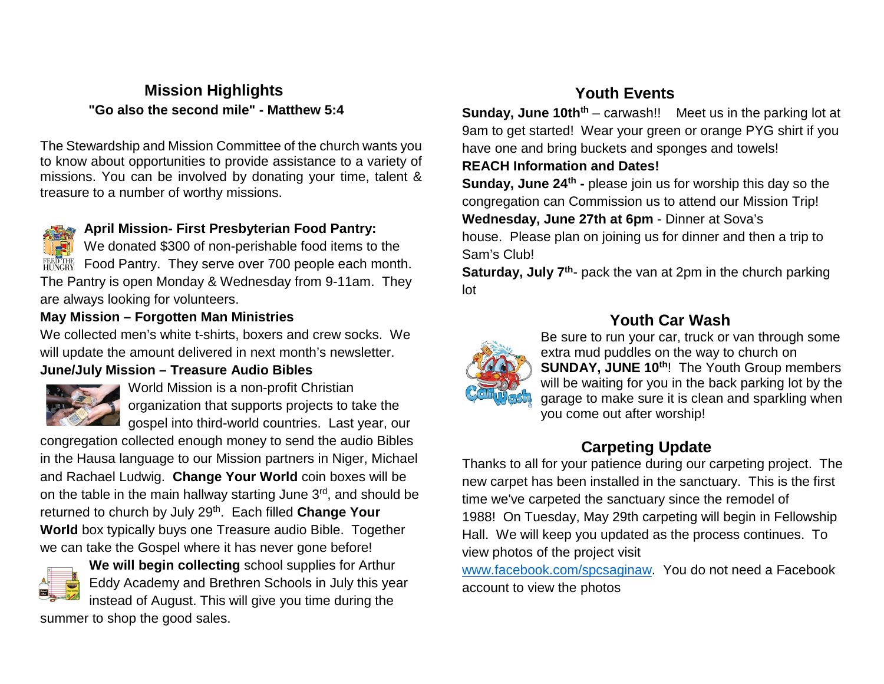## Mission Highlights

**"Go also the second mile" - Matthew 5:4**

The Stewardship and Mission Committee of the church wants you to know about opportunities to provide assistance to a variety of missions. You can be involved by donating your time, talent & treasure to a number of worthy missions.

**April Mission- First Presbyterian Food Pantry:** We donated $300 of non-perishable food items to the Food Pantry. They serve over 700 people each month. The Pantry is open Monday & Wednesday from 9-11am. They are always looking for volunteers.

**May Mission – Forgotten Man Ministries**

We collected men's white t-shirts, boxers and crew socks. We will update the amount delivered in next month's newsletter.

**June/July Mission – Treasure Audio Bibles**

World Mission is a non-profit Christian organization that supports projects to take the gospel into third-world countries. Last year, our congregation collected enough money to send the audio Bibles in the Hausa language to our Mission partners in Niger, Michael and Rachael Ludwig. **Change Your World** coin boxes will be on the table in the main hallway starting June 3rd, and should be returned to church by July 29th. Each filled **Change Your World** box typically buys one Treasure audio Bible. Together we can take the Gospel where it has never gone before!

**We will begin collecting** school supplies for Arthur Eddy Academy and Brethren Schools in July this year instead of August. This will give you time during the summer to shop the good sales.

## Youth Events

**Sunday, June 10thth** – carwash!! Meet us in the parking lot at 9am to get started! Wear your green or orange PYG shirt if you have one and bring buckets and sponges and towels!

**REACH Information and Dates!**

**Sunday, June 24th -** please join us for worship this day so the congregation can Commission us to attend our Mission Trip!

**Wednesday, June 27th at 6pm** - Dinner at Sova's house. Please plan on joining us for dinner and then a trip to Sam's Club!

**Saturday, July 7th**- pack the van at 2pm in the church parking lot

## Youth Car Wash

Be sure to run your car, truck or van through some extra mud puddles on the way to church on **SUNDAY, JUNE 10th**! The Youth Group members will be waiting for you in the back parking lot by the garage to make sure it is clean and sparkling when you come out after worship!

## Carpeting Update

Thanks to all for your patience during our carpeting project. The new carpet has been installed in the sanctuary. This is the first time we've carpeted the sanctuary since the remodel of 1988! On Tuesday, May 29th carpeting will begin in Fellowship Hall. We will keep you updated as the process continues. To view photos of the project visit www.facebook.com/spcsaginaw. You do not need a Facebook account to view the photos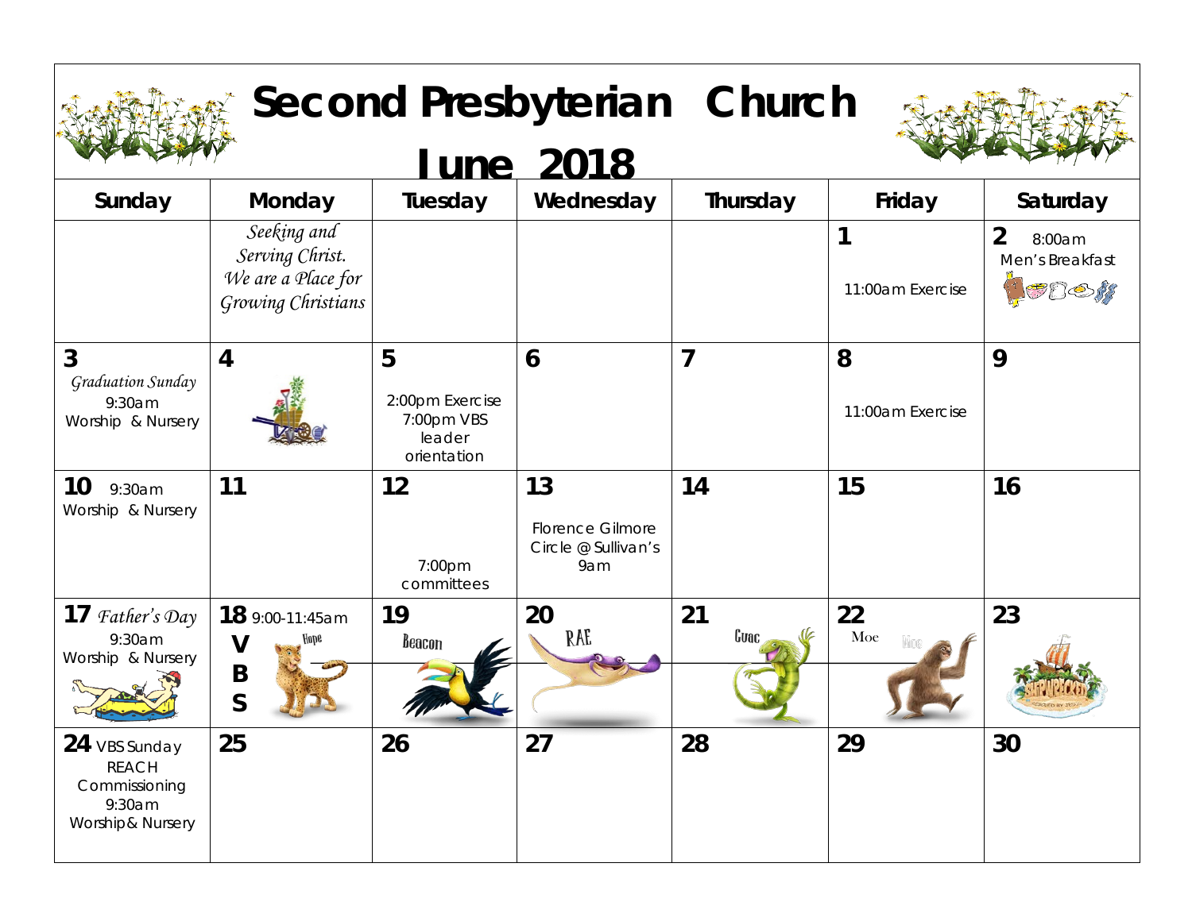# Second Presbyterian Church

## June 2018

| Sunday | Monday | Tuesday | Wednesday | Thursday | Friday | Saturday |
|---|---|---|---|---|---|---|
| | *Seeking and Serving Christ. We are a Place for Growing Christians* | | | | **1** 11:00am Exercise | **2** 8:00am Men's Breakfast |
| **3** *Graduation Sunday* 9:30am Worship & Nursery | **4** | **5** 2:00pm Exercise 7:00pm VBS leader orientation | **6** | **7** | **8** 11:00am Exercise | **9** |
| **10** 9:30am Worship & Nursery | **11** | **12** 7:00pm committees | **13** Florence Gilmore Circle @ Sullivan's 9am | **14** | **15** | **16** |
| **17** *Father's Day* 9:30am Worship & Nursery | **18** 9:00-11:45am **V B S** Hope | **19** Beacon | **20** RAE | **21** Guac | **22** Moe | **23** |
| **24** VBS Sunday REACH Commissioning 9:30am Worship& Nursery | **25** | **26** | **27** | **28** | **29** | **30** |